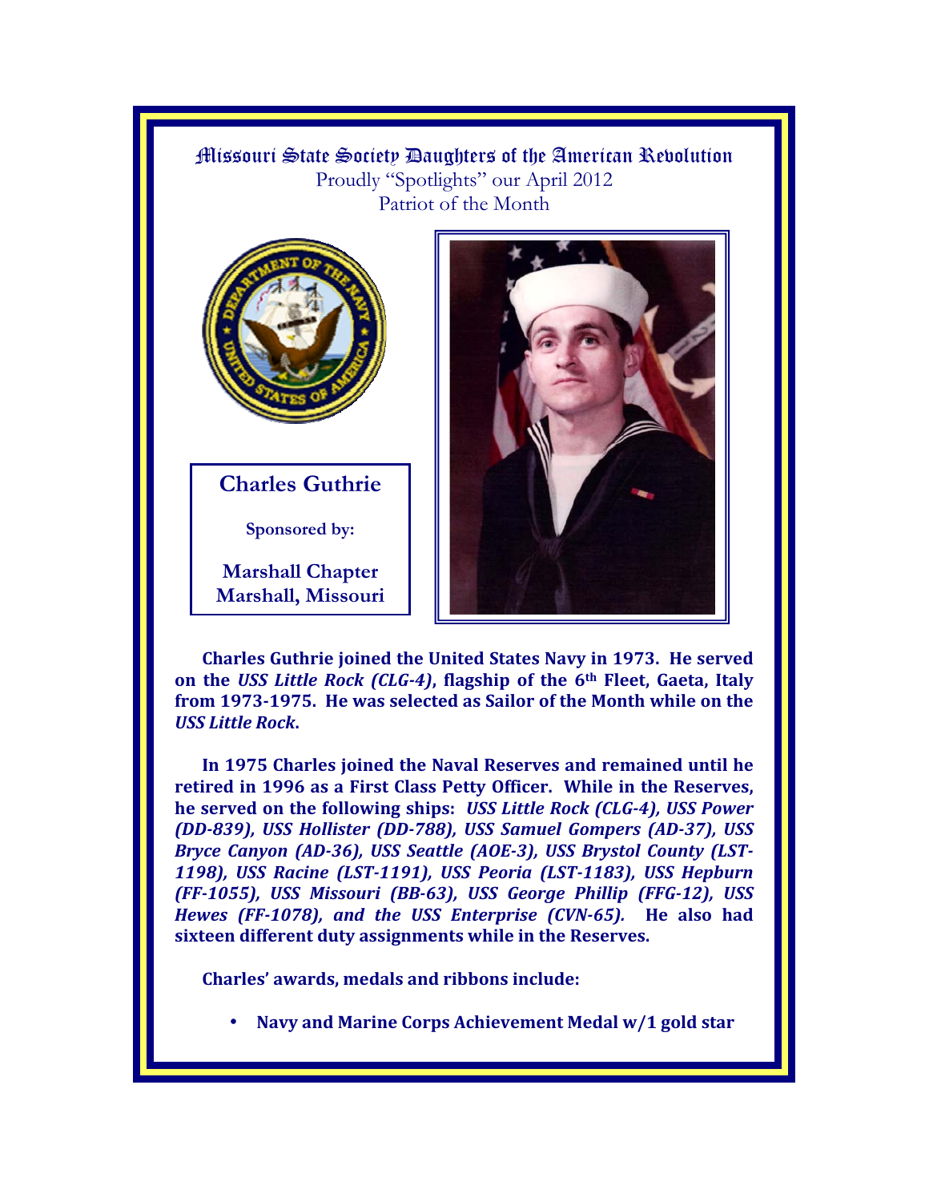# Missouri State Society Daughters of the American Revolution

Proudly "Spotlights" our April 2012
Patriot of the Month

**Charles Guthrie**

**Sponsored by:**

**Marshall Chapter**
**Marshall, Missouri**

**Charles Guthrie joined the United States Navy in 1973. He served on the *USS Little Rock (CLG-4)*, flagship of the 6th Fleet, Gaeta, Italy from 1973-1975. He was selected as Sailor of the Month while on the *USS Little Rock*.**

**In 1975 Charles joined the Naval Reserves and remained until he retired in 1996 as a First Class Petty Officer. While in the Reserves, he served on the following ships: *USS Little Rock (CLG-4), USS Power (DD-839), USS Hollister (DD-788), USS Samuel Gompers (AD-37), USS Bryce Canyon (AD-36), USS Seattle (AOE-3), USS Brystol County (LST-1198), USS Racine (LST-1191), USS Peoria (LST-1183), USS Hepburn (FF-1055), USS Missouri (BB-63), USS George Phillip (FFG-12), USS Hewes (FF-1078), and the USS Enterprise (CVN-65).* He also had sixteen different duty assignments while in the Reserves.**

**Charles' awards, medals and ribbons include:**

- **Navy and Marine Corps Achievement Medal w/1 gold star**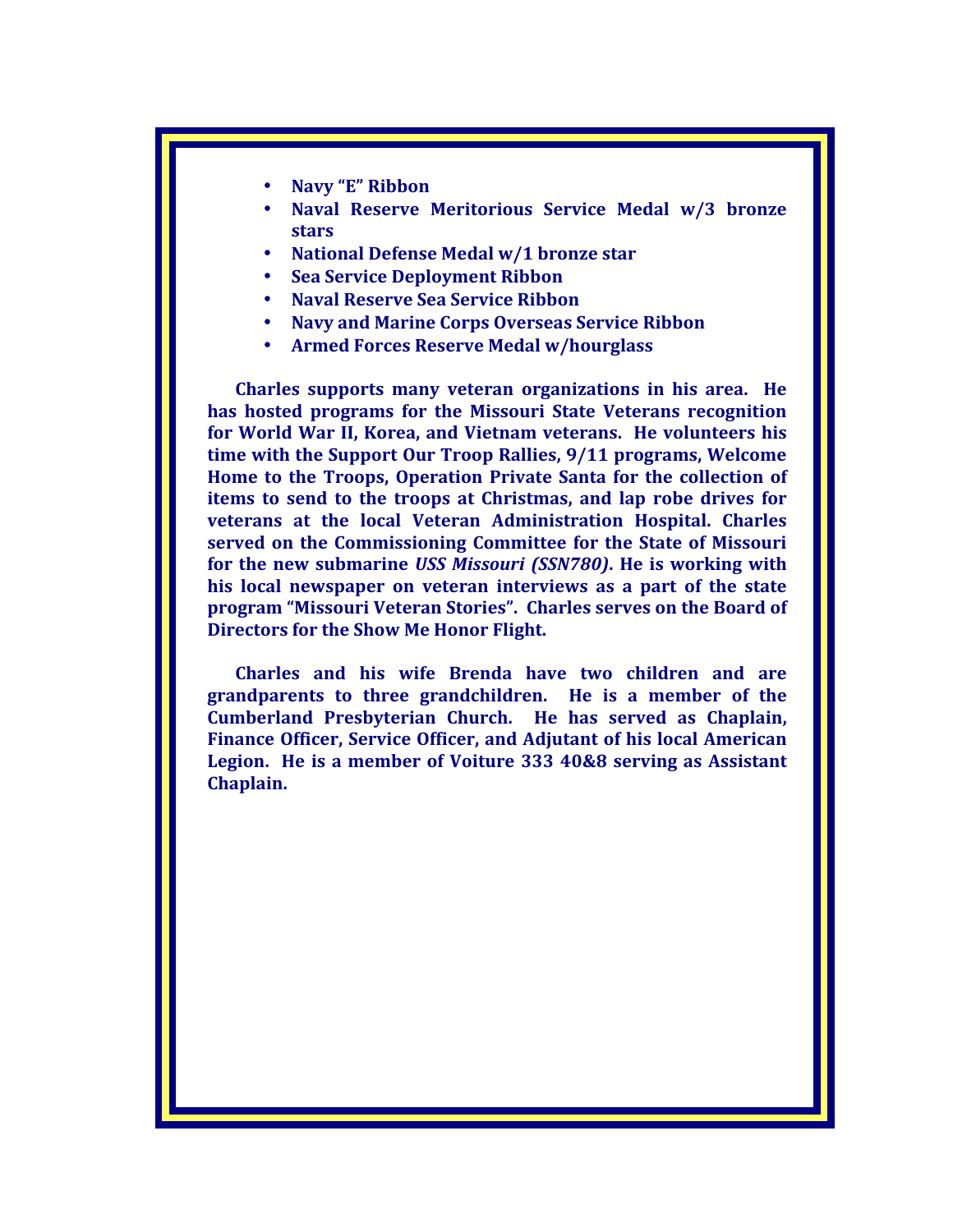- **Navy "E" Ribbon**
- **Naval Reserve Meritorious Service Medal w/3 bronze stars**
- **National Defense Medal w/1 bronze star**
- **Sea Service Deployment Ribbon**
- **Naval Reserve Sea Service Ribbon**
- **Navy and Marine Corps Overseas Service Ribbon**
- **Armed Forces Reserve Medal w/hourglass**

**Charles supports many veteran organizations in his area. He has hosted programs for the Missouri State Veterans recognition for World War II, Korea, and Vietnam veterans. He volunteers his time with the Support Our Troop Rallies, 9/11 programs, Welcome Home to the Troops, Operation Private Santa for the collection of items to send to the troops at Christmas, and lap robe drives for veterans at the local Veteran Administration Hospital. Charles served on the Commissioning Committee for the State of Missouri for the new submarine *USS Missouri (SSN780)*. He is working with his local newspaper on veteran interviews as a part of the state program "Missouri Veteran Stories". Charles serves on the Board of Directors for the Show Me Honor Flight.**

**Charles and his wife Brenda have two children and are grandparents to three grandchildren. He is a member of the Cumberland Presbyterian Church. He has served as Chaplain, Finance Officer, Service Officer, and Adjutant of his local American Legion. He is a member of Voiture 333 40&8 serving as Assistant Chaplain.**